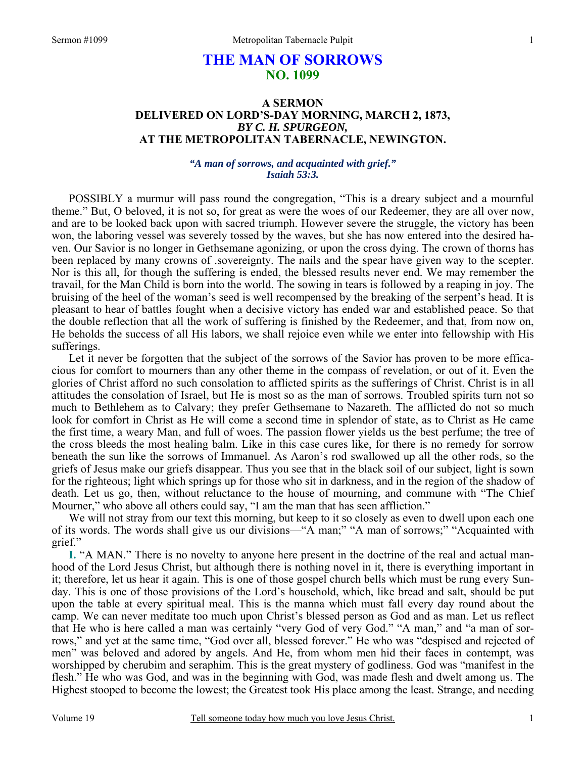# THE MAN OF SORROWS
## NO. 1099

### A SERMON
### DELIVERED ON LORD'S-DAY MORNING, MARCH 2, 1873,
### *BY C. H. SPURGEON,*
### AT THE METROPOLITAN TABERNACLE, NEWINGTON.

***"A man of sorrows, and acquainted with grief." Isaiah 53:3.***

POSSIBLY a murmur will pass round the congregation, "This is a dreary subject and a mournful theme." But, O beloved, it is not so, for great as were the woes of our Redeemer, they are all over now, and are to be looked back upon with sacred triumph. However severe the struggle, the victory has been won, the laboring vessel was severely tossed by the waves, but she has now entered into the desired haven. Our Savior is no longer in Gethsemane agonizing, or upon the cross dying. The crown of thorns has been replaced by many crowns of .sovereignty. The nails and the spear have given way to the scepter. Nor is this all, for though the suffering is ended, the blessed results never end. We may remember the travail, for the Man Child is born into the world. The sowing in tears is followed by a reaping in joy. The bruising of the heel of the woman's seed is well recompensed by the breaking of the serpent's head. It is pleasant to hear of battles fought when a decisive victory has ended war and established peace. So that the double reflection that all the work of suffering is finished by the Redeemer, and that, from now on, He beholds the success of all His labors, we shall rejoice even while we enter into fellowship with His sufferings.

Let it never be forgotten that the subject of the sorrows of the Savior has proven to be more efficacious for comfort to mourners than any other theme in the compass of revelation, or out of it. Even the glories of Christ afford no such consolation to afflicted spirits as the sufferings of Christ. Christ is in all attitudes the consolation of Israel, but He is most so as the man of sorrows. Troubled spirits turn not so much to Bethlehem as to Calvary; they prefer Gethsemane to Nazareth. The afflicted do not so much look for comfort in Christ as He will come a second time in splendor of state, as to Christ as He came the first time, a weary Man, and full of woes. The passion flower yields us the best perfume; the tree of the cross bleeds the most healing balm. Like in this case cures like, for there is no remedy for sorrow beneath the sun like the sorrows of Immanuel. As Aaron's rod swallowed up all the other rods, so the griefs of Jesus make our griefs disappear. Thus you see that in the black soil of our subject, light is sown for the righteous; light which springs up for those who sit in darkness, and in the region of the shadow of death. Let us go, then, without reluctance to the house of mourning, and commune with "The Chief Mourner," who above all others could say, "I am the man that has seen affliction."

We will not stray from our text this morning, but keep to it so closely as even to dwell upon each one of its words. The words shall give us our divisions—"A man;" "A man of sorrows;" "Acquainted with grief."

**I.** "A MAN." There is no novelty to anyone here present in the doctrine of the real and actual manhood of the Lord Jesus Christ, but although there is nothing novel in it, there is everything important in it; therefore, let us hear it again. This is one of those gospel church bells which must be rung every Sunday. This is one of those provisions of the Lord's household, which, like bread and salt, should be put upon the table at every spiritual meal. This is the manna which must fall every day round about the camp. We can never meditate too much upon Christ's blessed person as God and as man. Let us reflect that He who is here called a man was certainly "very God of very God." "A man," and "a man of sorrows," and yet at the same time, "God over all, blessed forever." He who was "despised and rejected of men" was beloved and adored by angels. And He, from whom men hid their faces in contempt, was worshipped by cherubim and seraphim. This is the great mystery of godliness. God was "manifest in the flesh." He who was God, and was in the beginning with God, was made flesh and dwelt among us. The Highest stooped to become the lowest; the Greatest took His place among the least. Strange, and needing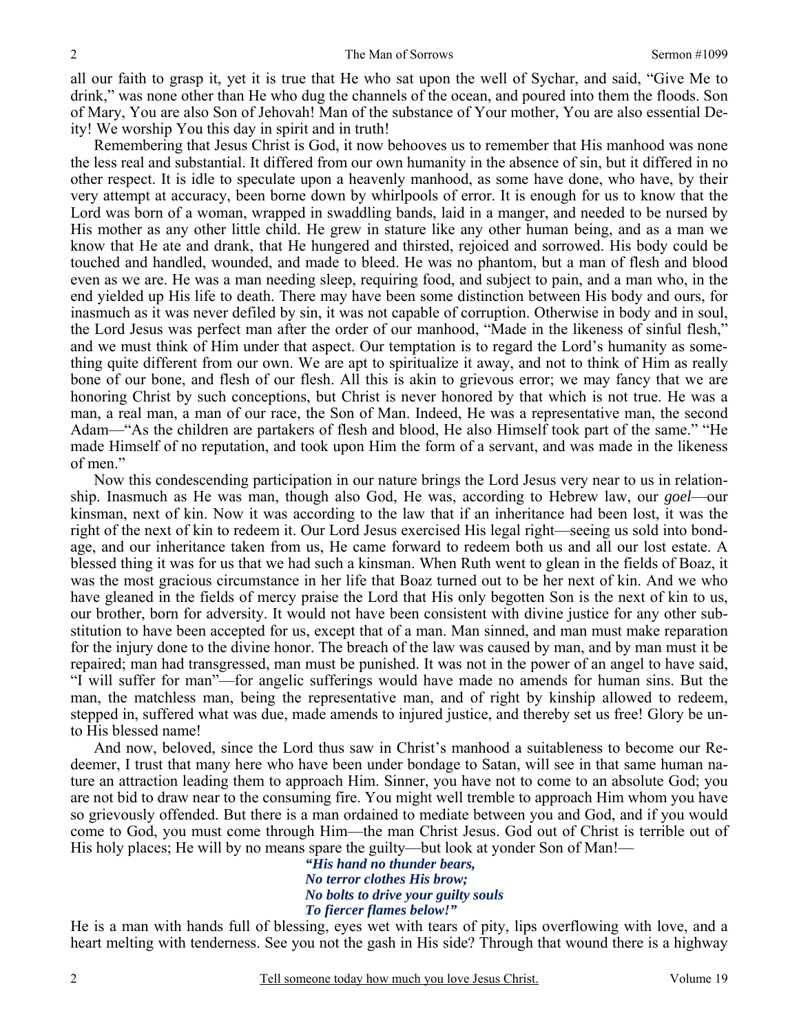all our faith to grasp it, yet it is true that He who sat upon the well of Sychar, and said, "Give Me to drink," was none other than He who dug the channels of the ocean, and poured into them the floods. Son of Mary, You are also Son of Jehovah! Man of the substance of Your mother, You are also essential Deity! We worship You this day in spirit and in truth!

Remembering that Jesus Christ is God, it now behooves us to remember that His manhood was none the less real and substantial. It differed from our own humanity in the absence of sin, but it differed in no other respect. It is idle to speculate upon a heavenly manhood, as some have done, who have, by their very attempt at accuracy, been borne down by whirlpools of error. It is enough for us to know that the Lord was born of a woman, wrapped in swaddling bands, laid in a manger, and needed to be nursed by His mother as any other little child. He grew in stature like any other human being, and as a man we know that He ate and drank, that He hungered and thirsted, rejoiced and sorrowed. His body could be touched and handled, wounded, and made to bleed. He was no phantom, but a man of flesh and blood even as we are. He was a man needing sleep, requiring food, and subject to pain, and a man who, in the end yielded up His life to death. There may have been some distinction between His body and ours, for inasmuch as it was never defiled by sin, it was not capable of corruption. Otherwise in body and in soul, the Lord Jesus was perfect man after the order of our manhood, "Made in the likeness of sinful flesh," and we must think of Him under that aspect. Our temptation is to regard the Lord's humanity as something quite different from our own. We are apt to spiritualize it away, and not to think of Him as really bone of our bone, and flesh of our flesh. All this is akin to grievous error; we may fancy that we are honoring Christ by such conceptions, but Christ is never honored by that which is not true. He was a man, a real man, a man of our race, the Son of Man. Indeed, He was a representative man, the second Adam—"As the children are partakers of flesh and blood, He also Himself took part of the same." "He made Himself of no reputation, and took upon Him the form of a servant, and was made in the likeness of men."

Now this condescending participation in our nature brings the Lord Jesus very near to us in relationship. Inasmuch as He was man, though also God, He was, according to Hebrew law, our *goel*—our kinsman, next of kin. Now it was according to the law that if an inheritance had been lost, it was the right of the next of kin to redeem it. Our Lord Jesus exercised His legal right—seeing us sold into bondage, and our inheritance taken from us, He came forward to redeem both us and all our lost estate. A blessed thing it was for us that we had such a kinsman. When Ruth went to glean in the fields of Boaz, it was the most gracious circumstance in her life that Boaz turned out to be her next of kin. And we who have gleaned in the fields of mercy praise the Lord that His only begotten Son is the next of kin to us, our brother, born for adversity. It would not have been consistent with divine justice for any other substitution to have been accepted for us, except that of a man. Man sinned, and man must make reparation for the injury done to the divine honor. The breach of the law was caused by man, and by man must it be repaired; man had transgressed, man must be punished. It was not in the power of an angel to have said, "I will suffer for man"—for angelic sufferings would have made no amends for human sins. But the man, the matchless man, being the representative man, and of right by kinship allowed to redeem, stepped in, suffered what was due, made amends to injured justice, and thereby set us free! Glory be unto His blessed name!

And now, beloved, since the Lord thus saw in Christ's manhood a suitableness to become our Redeemer, I trust that many here who have been under bondage to Satan, will see in that same human nature an attraction leading them to approach Him. Sinner, you have not to come to an absolute God; you are not bid to draw near to the consuming fire. You might well tremble to approach Him whom you have so grievously offended. But there is a man ordained to mediate between you and God, and if you would come to God, you must come through Him—the man Christ Jesus. God out of Christ is terrible out of His holy places; He will by no means spare the guilty—but look at yonder Son of Man!—

***"His hand no thunder bears,***
***No terror clothes His brow;***
***No bolts to drive your guilty souls***
***To fiercer flames below!"***

He is a man with hands full of blessing, eyes wet with tears of pity, lips overflowing with love, and a heart melting with tenderness. See you not the gash in His side? Through that wound there is a highway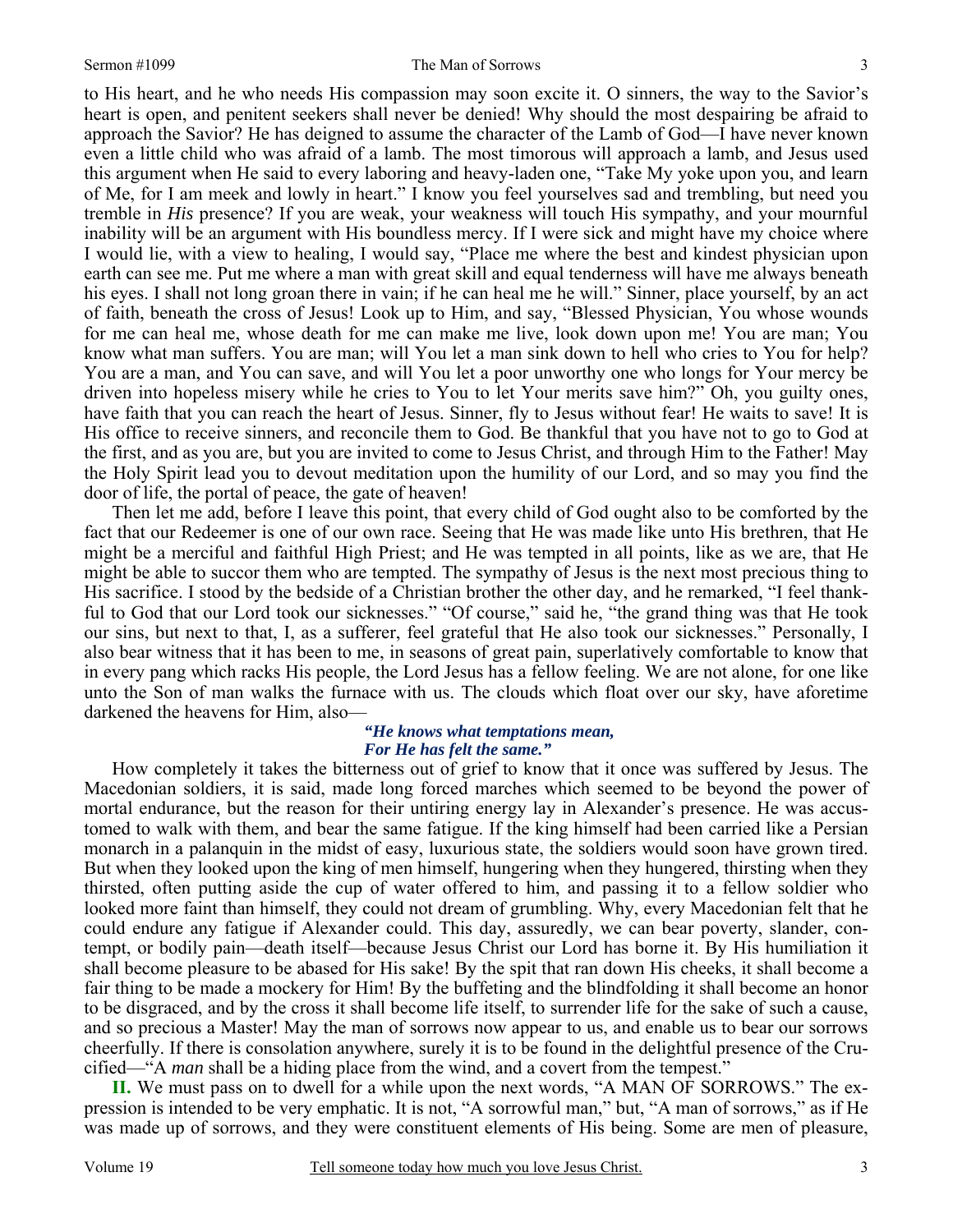to His heart, and he who needs His compassion may soon excite it. O sinners, the way to the Savior's heart is open, and penitent seekers shall never be denied! Why should the most despairing be afraid to approach the Savior? He has deigned to assume the character of the Lamb of God—I have never known even a little child who was afraid of a lamb. The most timorous will approach a lamb, and Jesus used this argument when He said to every laboring and heavy-laden one, "Take My yoke upon you, and learn of Me, for I am meek and lowly in heart." I know you feel yourselves sad and trembling, but need you tremble in *His* presence? If you are weak, your weakness will touch His sympathy, and your mournful inability will be an argument with His boundless mercy. If I were sick and might have my choice where I would lie, with a view to healing, I would say, "Place me where the best and kindest physician upon earth can see me. Put me where a man with great skill and equal tenderness will have me always beneath his eyes. I shall not long groan there in vain; if he can heal me he will." Sinner, place yourself, by an act of faith, beneath the cross of Jesus! Look up to Him, and say, "Blessed Physician, You whose wounds for me can heal me, whose death for me can make me live, look down upon me! You are man; You know what man suffers. You are man; will You let a man sink down to hell who cries to You for help? You are a man, and You can save, and will You let a poor unworthy one who longs for Your mercy be driven into hopeless misery while he cries to You to let Your merits save him?" Oh, you guilty ones, have faith that you can reach the heart of Jesus. Sinner, fly to Jesus without fear! He waits to save! It is His office to receive sinners, and reconcile them to God. Be thankful that you have not to go to God at the first, and as you are, but you are invited to come to Jesus Christ, and through Him to the Father! May the Holy Spirit lead you to devout meditation upon the humility of our Lord, and so may you find the door of life, the portal of peace, the gate of heaven!

Then let me add, before I leave this point, that every child of God ought also to be comforted by the fact that our Redeemer is one of our own race. Seeing that He was made like unto His brethren, that He might be a merciful and faithful High Priest; and He was tempted in all points, like as we are, that He might be able to succor them who are tempted. The sympathy of Jesus is the next most precious thing to His sacrifice. I stood by the bedside of a Christian brother the other day, and he remarked, "I feel thankful to God that our Lord took our sicknesses." "Of course," said he, "the grand thing was that He took our sins, but next to that, I, as a sufferer, feel grateful that He also took our sicknesses." Personally, I also bear witness that it has been to me, in seasons of great pain, superlatively comfortable to know that in every pang which racks His people, the Lord Jesus has a fellow feeling. We are not alone, for one like unto the Son of man walks the furnace with us. The clouds which float over our sky, have aforetime darkened the heavens for Him, also—

*"He knows what temptations mean,*
*For He has felt the same."*

How completely it takes the bitterness out of grief to know that it once was suffered by Jesus. The Macedonian soldiers, it is said, made long forced marches which seemed to be beyond the power of mortal endurance, but the reason for their untiring energy lay in Alexander's presence. He was accustomed to walk with them, and bear the same fatigue. If the king himself had been carried like a Persian monarch in a palanquin in the midst of easy, luxurious state, the soldiers would soon have grown tired. But when they looked upon the king of men himself, hungering when they hungered, thirsting when they thirsted, often putting aside the cup of water offered to him, and passing it to a fellow soldier who looked more faint than himself, they could not dream of grumbling. Why, every Macedonian felt that he could endure any fatigue if Alexander could. This day, assuredly, we can bear poverty, slander, contempt, or bodily pain—death itself—because Jesus Christ our Lord has borne it. By His humiliation it shall become pleasure to be abased for His sake! By the spit that ran down His cheeks, it shall become a fair thing to be made a mockery for Him! By the buffeting and the blindfolding it shall become an honor to be disgraced, and by the cross it shall become life itself, to surrender life for the sake of such a cause, and so precious a Master! May the man of sorrows now appear to us, and enable us to bear our sorrows cheerfully. If there is consolation anywhere, surely it is to be found in the delightful presence of the Crucified—"A *man* shall be a hiding place from the wind, and a covert from the tempest."

**II.** We must pass on to dwell for a while upon the next words, "A MAN OF SORROWS." The expression is intended to be very emphatic. It is not, "A sorrowful man," but, "A man of sorrows," as if He was made up of sorrows, and they were constituent elements of His being. Some are men of pleasure,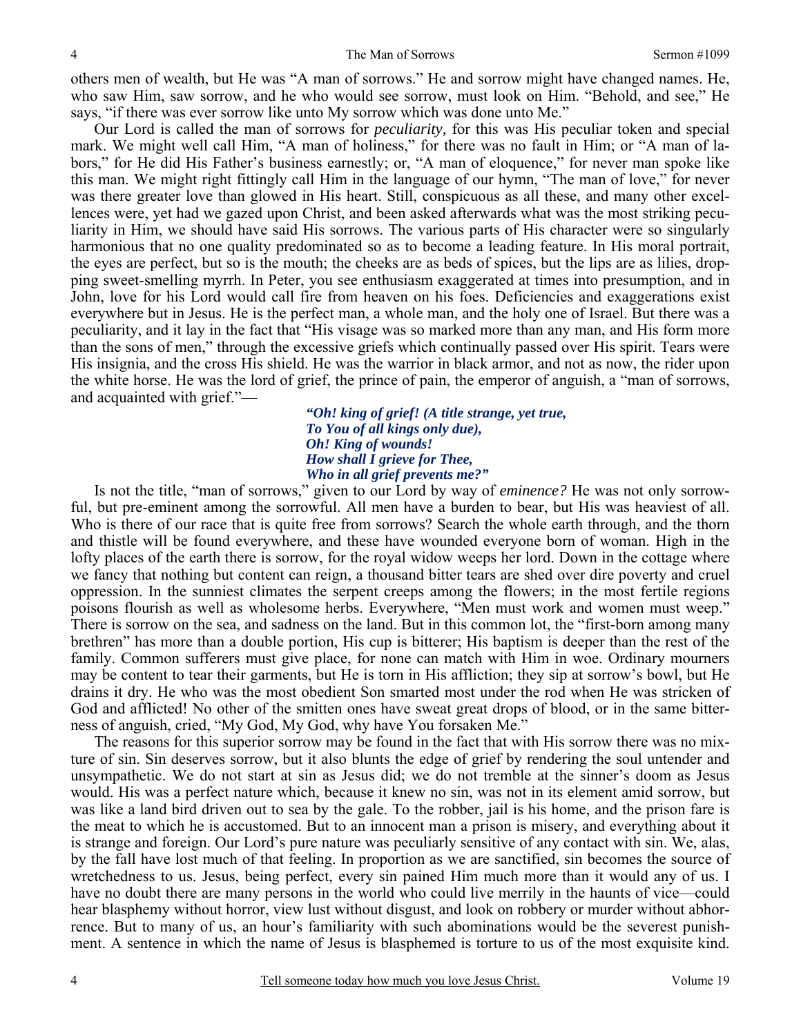others men of wealth, but He was "A man of sorrows." He and sorrow might have changed names. He, who saw Him, saw sorrow, and he who would see sorrow, must look on Him. "Behold, and see," He says, "if there was ever sorrow like unto My sorrow which was done unto Me."

Our Lord is called the man of sorrows for *peculiarity,* for this was His peculiar token and special mark. We might well call Him, "A man of holiness," for there was no fault in Him; or "A man of labors," for He did His Father's business earnestly; or, "A man of eloquence," for never man spoke like this man. We might right fittingly call Him in the language of our hymn, "The man of love," for never was there greater love than glowed in His heart. Still, conspicuous as all these, and many other excellences were, yet had we gazed upon Christ, and been asked afterwards what was the most striking peculiarity in Him, we should have said His sorrows. The various parts of His character were so singularly harmonious that no one quality predominated so as to become a leading feature. In His moral portrait, the eyes are perfect, but so is the mouth; the cheeks are as beds of spices, but the lips are as lilies, dropping sweet-smelling myrrh. In Peter, you see enthusiasm exaggerated at times into presumption, and in John, love for his Lord would call fire from heaven on his foes. Deficiencies and exaggerations exist everywhere but in Jesus. He is the perfect man, a whole man, and the holy one of Israel. But there was a peculiarity, and it lay in the fact that "His visage was so marked more than any man, and His form more than the sons of men," through the excessive griefs which continually passed over His spirit. Tears were His insignia, and the cross His shield. He was the warrior in black armor, and not as now, the rider upon the white horse. He was the lord of grief, the prince of pain, the emperor of anguish, a "man of sorrows, and acquainted with grief."—

> ***"Oh! king of grief! (A title strange, yet true,***
> ***To You of all kings only due),***
> ***Oh! King of wounds!***
> ***How shall I grieve for Thee,***
> ***Who in all grief prevents me?"***

Is not the title, "man of sorrows," given to our Lord by way of *eminence?* He was not only sorrowful, but pre-eminent among the sorrowful. All men have a burden to bear, but His was heaviest of all. Who is there of our race that is quite free from sorrows? Search the whole earth through, and the thorn and thistle will be found everywhere, and these have wounded everyone born of woman. High in the lofty places of the earth there is sorrow, for the royal widow weeps her lord. Down in the cottage where we fancy that nothing but content can reign, a thousand bitter tears are shed over dire poverty and cruel oppression. In the sunniest climates the serpent creeps among the flowers; in the most fertile regions poisons flourish as well as wholesome herbs. Everywhere, "Men must work and women must weep." There is sorrow on the sea, and sadness on the land. But in this common lot, the "first-born among many brethren" has more than a double portion, His cup is bitterer; His baptism is deeper than the rest of the family. Common sufferers must give place, for none can match with Him in woe. Ordinary mourners may be content to tear their garments, but He is torn in His affliction; they sip at sorrow's bowl, but He drains it dry. He who was the most obedient Son smarted most under the rod when He was stricken of God and afflicted! No other of the smitten ones have sweat great drops of blood, or in the same bitterness of anguish, cried, "My God, My God, why have You forsaken Me."

The reasons for this superior sorrow may be found in the fact that with His sorrow there was no mixture of sin. Sin deserves sorrow, but it also blunts the edge of grief by rendering the soul untender and unsympathetic. We do not start at sin as Jesus did; we do not tremble at the sinner's doom as Jesus would. His was a perfect nature which, because it knew no sin, was not in its element amid sorrow, but was like a land bird driven out to sea by the gale. To the robber, jail is his home, and the prison fare is the meat to which he is accustomed. But to an innocent man a prison is misery, and everything about it is strange and foreign. Our Lord's pure nature was peculiarly sensitive of any contact with sin. We, alas, by the fall have lost much of that feeling. In proportion as we are sanctified, sin becomes the source of wretchedness to us. Jesus, being perfect, every sin pained Him much more than it would any of us. I have no doubt there are many persons in the world who could live merrily in the haunts of vice—could hear blasphemy without horror, view lust without disgust, and look on robbery or murder without abhorrence. But to many of us, an hour's familiarity with such abominations would be the severest punishment. A sentence in which the name of Jesus is blasphemed is torture to us of the most exquisite kind.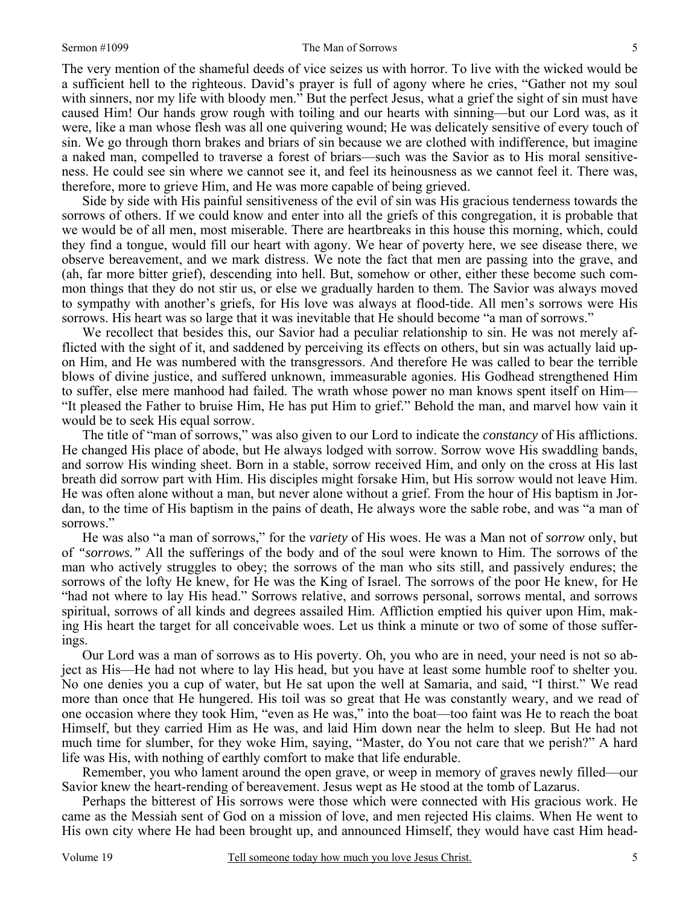The very mention of the shameful deeds of vice seizes us with horror. To live with the wicked would be a sufficient hell to the righteous. David's prayer is full of agony where he cries, "Gather not my soul with sinners, nor my life with bloody men." But the perfect Jesus, what a grief the sight of sin must have caused Him! Our hands grow rough with toiling and our hearts with sinning—but our Lord was, as it were, like a man whose flesh was all one quivering wound; He was delicately sensitive of every touch of sin. We go through thorn brakes and briars of sin because we are clothed with indifference, but imagine a naked man, compelled to traverse a forest of briars—such was the Savior as to His moral sensitiveness. He could see sin where we cannot see it, and feel its heinousness as we cannot feel it. There was, therefore, more to grieve Him, and He was more capable of being grieved.

Side by side with His painful sensitiveness of the evil of sin was His gracious tenderness towards the sorrows of others. If we could know and enter into all the griefs of this congregation, it is probable that we would be of all men, most miserable. There are heartbreaks in this house this morning, which, could they find a tongue, would fill our heart with agony. We hear of poverty here, we see disease there, we observe bereavement, and we mark distress. We note the fact that men are passing into the grave, and (ah, far more bitter grief), descending into hell. But, somehow or other, either these become such common things that they do not stir us, or else we gradually harden to them. The Savior was always moved to sympathy with another's griefs, for His love was always at flood-tide. All men's sorrows were His sorrows. His heart was so large that it was inevitable that He should become "a man of sorrows."

We recollect that besides this, our Savior had a peculiar relationship to sin. He was not merely afflicted with the sight of it, and saddened by perceiving its effects on others, but sin was actually laid upon Him, and He was numbered with the transgressors. And therefore He was called to bear the terrible blows of divine justice, and suffered unknown, immeasurable agonies. His Godhead strengthened Him to suffer, else mere manhood had failed. The wrath whose power no man knows spent itself on Him—"It pleased the Father to bruise Him, He has put Him to grief." Behold the man, and marvel how vain it would be to seek His equal sorrow.

The title of "man of sorrows," was also given to our Lord to indicate the *constancy* of His afflictions. He changed His place of abode, but He always lodged with sorrow. Sorrow wove His swaddling bands, and sorrow His winding sheet. Born in a stable, sorrow received Him, and only on the cross at His last breath did sorrow part with Him. His disciples might forsake Him, but His sorrow would not leave Him. He was often alone without a man, but never alone without a grief. From the hour of His baptism in Jordan, to the time of His baptism in the pains of death, He always wore the sable robe, and was "a man of sorrows."

He was also "a man of sorrows," for the *variety* of His woes. He was a Man not of *sorrow* only, but of *"sorrows."* All the sufferings of the body and of the soul were known to Him. The sorrows of the man who actively struggles to obey; the sorrows of the man who sits still, and passively endures; the sorrows of the lofty He knew, for He was the King of Israel. The sorrows of the poor He knew, for He "had not where to lay His head." Sorrows relative, and sorrows personal, sorrows mental, and sorrows spiritual, sorrows of all kinds and degrees assailed Him. Affliction emptied his quiver upon Him, making His heart the target for all conceivable woes. Let us think a minute or two of some of those sufferings.

Our Lord was a man of sorrows as to His poverty. Oh, you who are in need, your need is not so abject as His—He had not where to lay His head, but you have at least some humble roof to shelter you. No one denies you a cup of water, but He sat upon the well at Samaria, and said, "I thirst." We read more than once that He hungered. His toil was so great that He was constantly weary, and we read of one occasion where they took Him, "even as He was," into the boat—too faint was He to reach the boat Himself, but they carried Him as He was, and laid Him down near the helm to sleep. But He had not much time for slumber, for they woke Him, saying, "Master, do You not care that we perish?" A hard life was His, with nothing of earthly comfort to make that life endurable.

Remember, you who lament around the open grave, or weep in memory of graves newly filled—our Savior knew the heart-rending of bereavement. Jesus wept as He stood at the tomb of Lazarus.

Perhaps the bitterest of His sorrows were those which were connected with His gracious work. He came as the Messiah sent of God on a mission of love, and men rejected His claims. When He went to His own city where He had been brought up, and announced Himself, they would have cast Him head-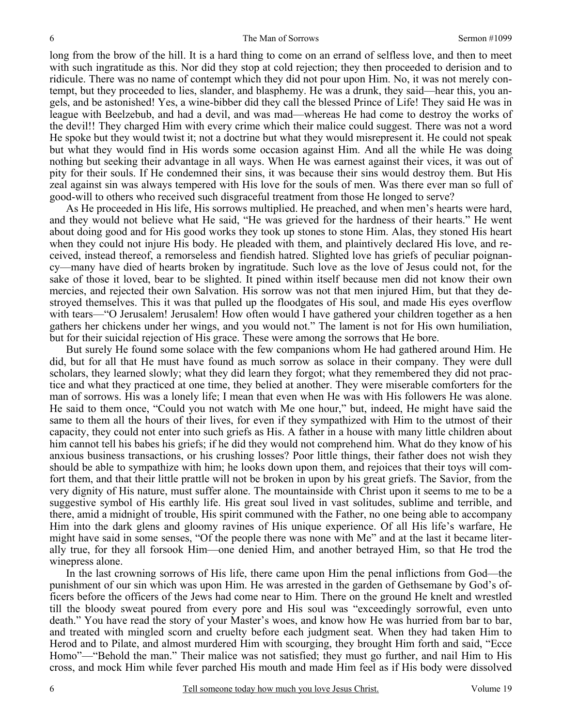long from the brow of the hill. It is a hard thing to come on an errand of selfless love, and then to meet with such ingratitude as this. Nor did they stop at cold rejection; they then proceeded to derision and to ridicule. There was no name of contempt which they did not pour upon Him. No, it was not merely contempt, but they proceeded to lies, slander, and blasphemy. He was a drunk, they said—hear this, you angels, and be astonished! Yes, a wine-bibber did they call the blessed Prince of Life! They said He was in league with Beelzebub, and had a devil, and was mad—whereas He had come to destroy the works of the devil!! They charged Him with every crime which their malice could suggest. There was not a word He spoke but they would twist it; not a doctrine but what they would misrepresent it. He could not speak but what they would find in His words some occasion against Him. And all the while He was doing nothing but seeking their advantage in all ways. When He was earnest against their vices, it was out of pity for their souls. If He condemned their sins, it was because their sins would destroy them. But His zeal against sin was always tempered with His love for the souls of men. Was there ever man so full of good-will to others who received such disgraceful treatment from those He longed to serve?

As He proceeded in His life, His sorrows multiplied. He preached, and when men's hearts were hard, and they would not believe what He said, "He was grieved for the hardness of their hearts." He went about doing good and for His good works they took up stones to stone Him. Alas, they stoned His heart when they could not injure His body. He pleaded with them, and plaintively declared His love, and received, instead thereof, a remorseless and fiendish hatred. Slighted love has griefs of peculiar poignancy—many have died of hearts broken by ingratitude. Such love as the love of Jesus could not, for the sake of those it loved, bear to be slighted. It pined within itself because men did not know their own mercies, and rejected their own Salvation. His sorrow was not that men injured Him, but that they destroyed themselves. This it was that pulled up the floodgates of His soul, and made His eyes overflow with tears—"O Jerusalem! Jerusalem! How often would I have gathered your children together as a hen gathers her chickens under her wings, and you would not." The lament is not for His own humiliation, but for their suicidal rejection of His grace. These were among the sorrows that He bore.

But surely He found some solace with the few companions whom He had gathered around Him. He did, but for all that He must have found as much sorrow as solace in their company. They were dull scholars, they learned slowly; what they did learn they forgot; what they remembered they did not practice and what they practiced at one time, they belied at another. They were miserable comforters for the man of sorrows. His was a lonely life; I mean that even when He was with His followers He was alone. He said to them once, "Could you not watch with Me one hour," but, indeed, He might have said the same to them all the hours of their lives, for even if they sympathized with Him to the utmost of their capacity, they could not enter into such griefs as His. A father in a house with many little children about him cannot tell his babes his griefs; if he did they would not comprehend him. What do they know of his anxious business transactions, or his crushing losses? Poor little things, their father does not wish they should be able to sympathize with him; he looks down upon them, and rejoices that their toys will comfort them, and that their little prattle will not be broken in upon by his great griefs. The Savior, from the very dignity of His nature, must suffer alone. The mountainside with Christ upon it seems to me to be a suggestive symbol of His earthly life. His great soul lived in vast solitudes, sublime and terrible, and there, amid a midnight of trouble, His spirit communed with the Father, no one being able to accompany Him into the dark glens and gloomy ravines of His unique experience. Of all His life's warfare, He might have said in some senses, "Of the people there was none with Me" and at the last it became literally true, for they all forsook Him—one denied Him, and another betrayed Him, so that He trod the winepress alone.

In the last crowning sorrows of His life, there came upon Him the penal inflictions from God—the punishment of our sin which was upon Him. He was arrested in the garden of Gethsemane by God's officers before the officers of the Jews had come near to Him. There on the ground He knelt and wrestled till the bloody sweat poured from every pore and His soul was "exceedingly sorrowful, even unto death." You have read the story of your Master's woes, and know how He was hurried from bar to bar, and treated with mingled scorn and cruelty before each judgment seat. When they had taken Him to Herod and to Pilate, and almost murdered Him with scourging, they brought Him forth and said, "Ecce Homo"—"Behold the man." Their malice was not satisfied; they must go further, and nail Him to His cross, and mock Him while fever parched His mouth and made Him feel as if His body were dissolved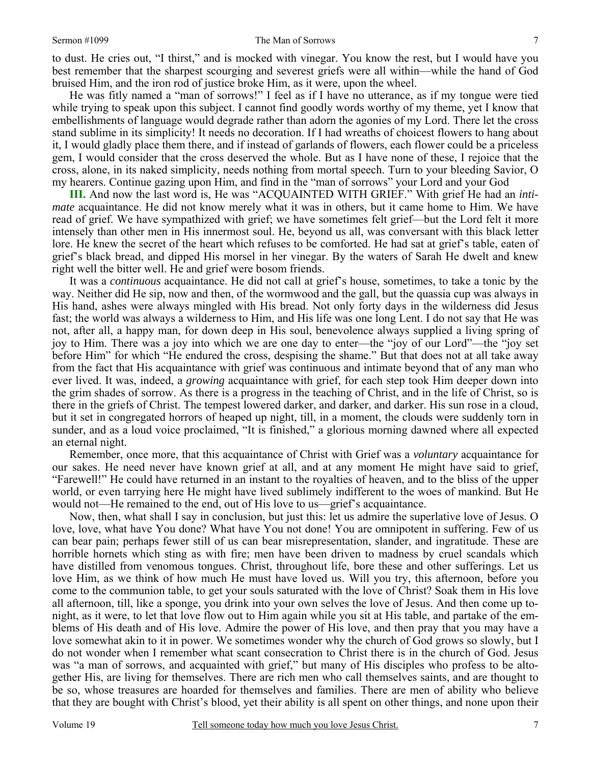to dust. He cries out, "I thirst," and is mocked with vinegar. You know the rest, but I would have you best remember that the sharpest scourging and severest griefs were all within—while the hand of God bruised Him, and the iron rod of justice broke Him, as it were, upon the wheel.

He was fitly named a "man of sorrows!" I feel as if I have no utterance, as if my tongue were tied while trying to speak upon this subject. I cannot find goodly words worthy of my theme, yet I know that embellishments of language would degrade rather than adorn the agonies of my Lord. There let the cross stand sublime in its simplicity! It needs no decoration. If I had wreaths of choicest flowers to hang about it, I would gladly place them there, and if instead of garlands of flowers, each flower could be a priceless gem, I would consider that the cross deserved the whole. But as I have none of these, I rejoice that the cross, alone, in its naked simplicity, needs nothing from mortal speech. Turn to your bleeding Savior, O my hearers. Continue gazing upon Him, and find in the "man of sorrows" your Lord and your God

**III.** And now the last word is, He was "ACQUAINTED WITH GRIEF." With grief He had an *intimate* acquaintance. He did not know merely what it was in others, but it came home to Him. We have read of grief. We have sympathized with grief; we have sometimes felt grief—but the Lord felt it more intensely than other men in His innermost soul. He, beyond us all, was conversant with this black letter lore. He knew the secret of the heart which refuses to be comforted. He had sat at grief's table, eaten of grief's black bread, and dipped His morsel in her vinegar. By the waters of Sarah He dwelt and knew right well the bitter well. He and grief were bosom friends.

It was a *continuous* acquaintance. He did not call at grief's house, sometimes, to take a tonic by the way. Neither did He sip, now and then, of the wormwood and the gall, but the quassia cup was always in His hand, ashes were always mingled with His bread. Not only forty days in the wilderness did Jesus fast; the world was always a wilderness to Him, and His life was one long Lent. I do not say that He was not, after all, a happy man, for down deep in His soul, benevolence always supplied a living spring of joy to Him. There was a joy into which we are one day to enter—the "joy of our Lord"—the "joy set before Him" for which "He endured the cross, despising the shame." But that does not at all take away from the fact that His acquaintance with grief was continuous and intimate beyond that of any man who ever lived. It was, indeed, a *growing* acquaintance with grief, for each step took Him deeper down into the grim shades of sorrow. As there is a progress in the teaching of Christ, and in the life of Christ, so is there in the griefs of Christ. The tempest lowered darker, and darker, and darker. His sun rose in a cloud, but it set in congregated horrors of heaped up night, till, in a moment, the clouds were suddenly torn in sunder, and as a loud voice proclaimed, "It is finished," a glorious morning dawned where all expected an eternal night.

Remember, once more, that this acquaintance of Christ with Grief was a *voluntary* acquaintance for our sakes. He need never have known grief at all, and at any moment He might have said to grief, "Farewell!" He could have returned in an instant to the royalties of heaven, and to the bliss of the upper world, or even tarrying here He might have lived sublimely indifferent to the woes of mankind. But He would not—He remained to the end, out of His love to us—grief's acquaintance.

Now, then, what shall I say in conclusion, but just this: let us admire the superlative love of Jesus. O love, love, what have You done? What have You not done! You are omnipotent in suffering. Few of us can bear pain; perhaps fewer still of us can bear misrepresentation, slander, and ingratitude. These are horrible hornets which sting as with fire; men have been driven to madness by cruel scandals which have distilled from venomous tongues. Christ, throughout life, bore these and other sufferings. Let us love Him, as we think of how much He must have loved us. Will you try, this afternoon, before you come to the communion table, to get your souls saturated with the love of Christ? Soak them in His love all afternoon, till, like a sponge, you drink into your own selves the love of Jesus. And then come up tonight, as it were, to let that love flow out to Him again while you sit at His table, and partake of the emblems of His death and of His love. Admire the power of His love, and then pray that you may have a love somewhat akin to it in power. We sometimes wonder why the church of God grows so slowly, but I do not wonder when I remember what scant consecration to Christ there is in the church of God. Jesus was "a man of sorrows, and acquainted with grief," but many of His disciples who profess to be altogether His, are living for themselves. There are rich men who call themselves saints, and are thought to be so, whose treasures are hoarded for themselves and families. There are men of ability who believe that they are bought with Christ's blood, yet their ability is all spent on other things, and none upon their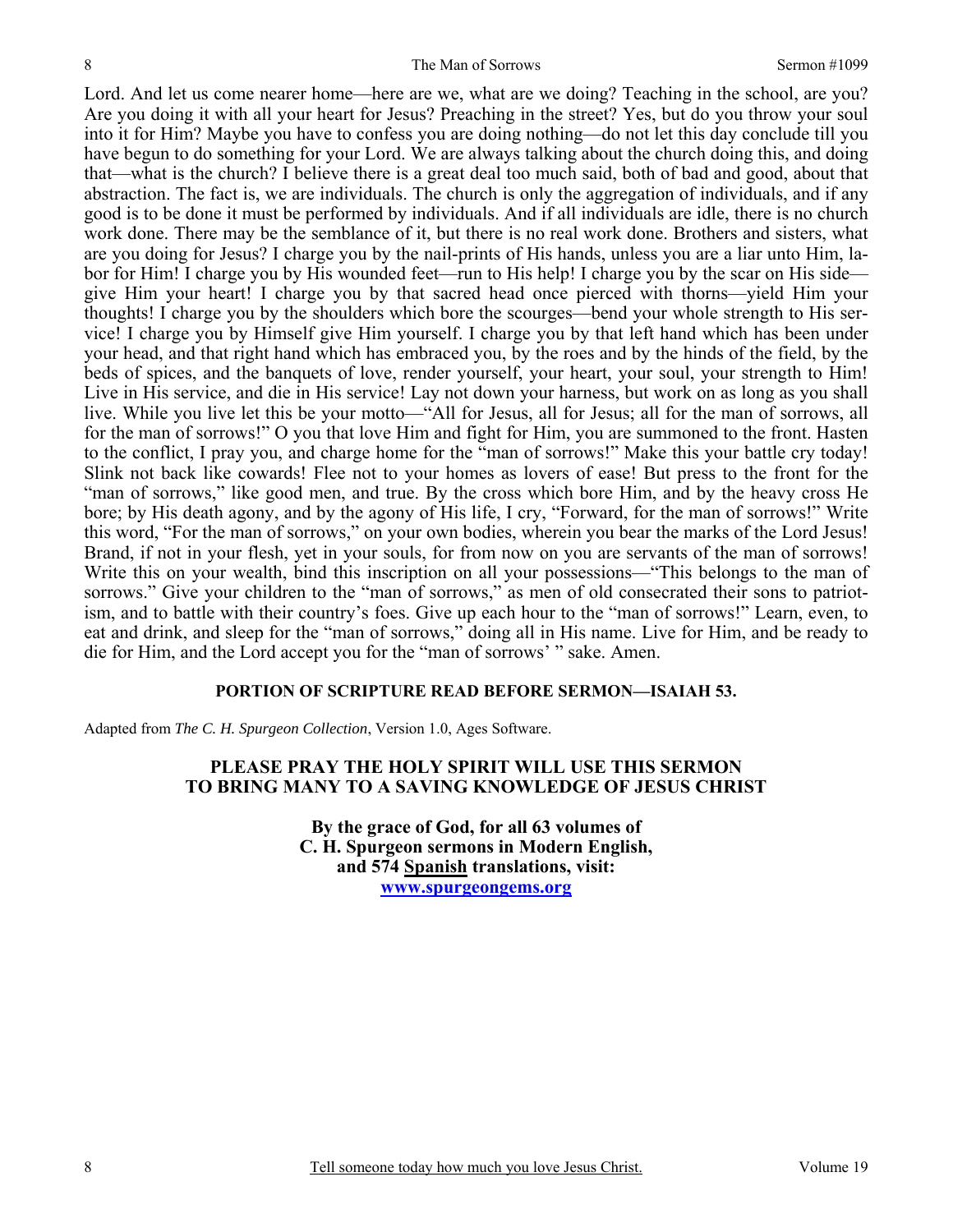Lord. And let us come nearer home—here are we, what are we doing? Teaching in the school, are you? Are you doing it with all your heart for Jesus? Preaching in the street? Yes, but do you throw your soul into it for Him? Maybe you have to confess you are doing nothing—do not let this day conclude till you have begun to do something for your Lord. We are always talking about the church doing this, and doing that—what is the church? I believe there is a great deal too much said, both of bad and good, about that abstraction. The fact is, we are individuals. The church is only the aggregation of individuals, and if any good is to be done it must be performed by individuals. And if all individuals are idle, there is no church work done. There may be the semblance of it, but there is no real work done. Brothers and sisters, what are you doing for Jesus? I charge you by the nail-prints of His hands, unless you are a liar unto Him, labor for Him! I charge you by His wounded feet—run to His help! I charge you by the scar on His side—give Him your heart! I charge you by that sacred head once pierced with thorns—yield Him your thoughts! I charge you by the shoulders which bore the scourges—bend your whole strength to His service! I charge you by Himself give Him yourself. I charge you by that left hand which has been under your head, and that right hand which has embraced you, by the roes and by the hinds of the field, by the beds of spices, and the banquets of love, render yourself, your heart, your soul, your strength to Him! Live in His service, and die in His service! Lay not down your harness, but work on as long as you shall live. While you live let this be your motto—"All for Jesus, all for Jesus; all for the man of sorrows, all for the man of sorrows!" O you that love Him and fight for Him, you are summoned to the front. Hasten to the conflict, I pray you, and charge home for the "man of sorrows!" Make this your battle cry today! Slink not back like cowards! Flee not to your homes as lovers of ease! But press to the front for the "man of sorrows," like good men, and true. By the cross which bore Him, and by the heavy cross He bore; by His death agony, and by the agony of His life, I cry, "Forward, for the man of sorrows!" Write this word, "For the man of sorrows," on your own bodies, wherein you bear the marks of the Lord Jesus! Brand, if not in your flesh, yet in your souls, for from now on you are servants of the man of sorrows! Write this on your wealth, bind this inscription on all your possessions—"This belongs to the man of sorrows." Give your children to the "man of sorrows," as men of old consecrated their sons to patriotism, and to battle with their country's foes. Give up each hour to the "man of sorrows!" Learn, even, to eat and drink, and sleep for the "man of sorrows," doing all in His name. Live for Him, and be ready to die for Him, and the Lord accept you for the "man of sorrows' " sake. Amen.

**PORTION OF SCRIPTURE READ BEFORE SERMON—ISAIAH 53.**

Adapted from *The C. H. Spurgeon Collection*, Version 1.0, Ages Software.

**PLEASE PRAY THE HOLY SPIRIT WILL USE THIS SERMON TO BRING MANY TO A SAVING KNOWLEDGE OF JESUS CHRIST**

**By the grace of God, for all 63 volumes of C. H. Spurgeon sermons in Modern English, and 574 Spanish translations, visit: www.spurgeongems.org**